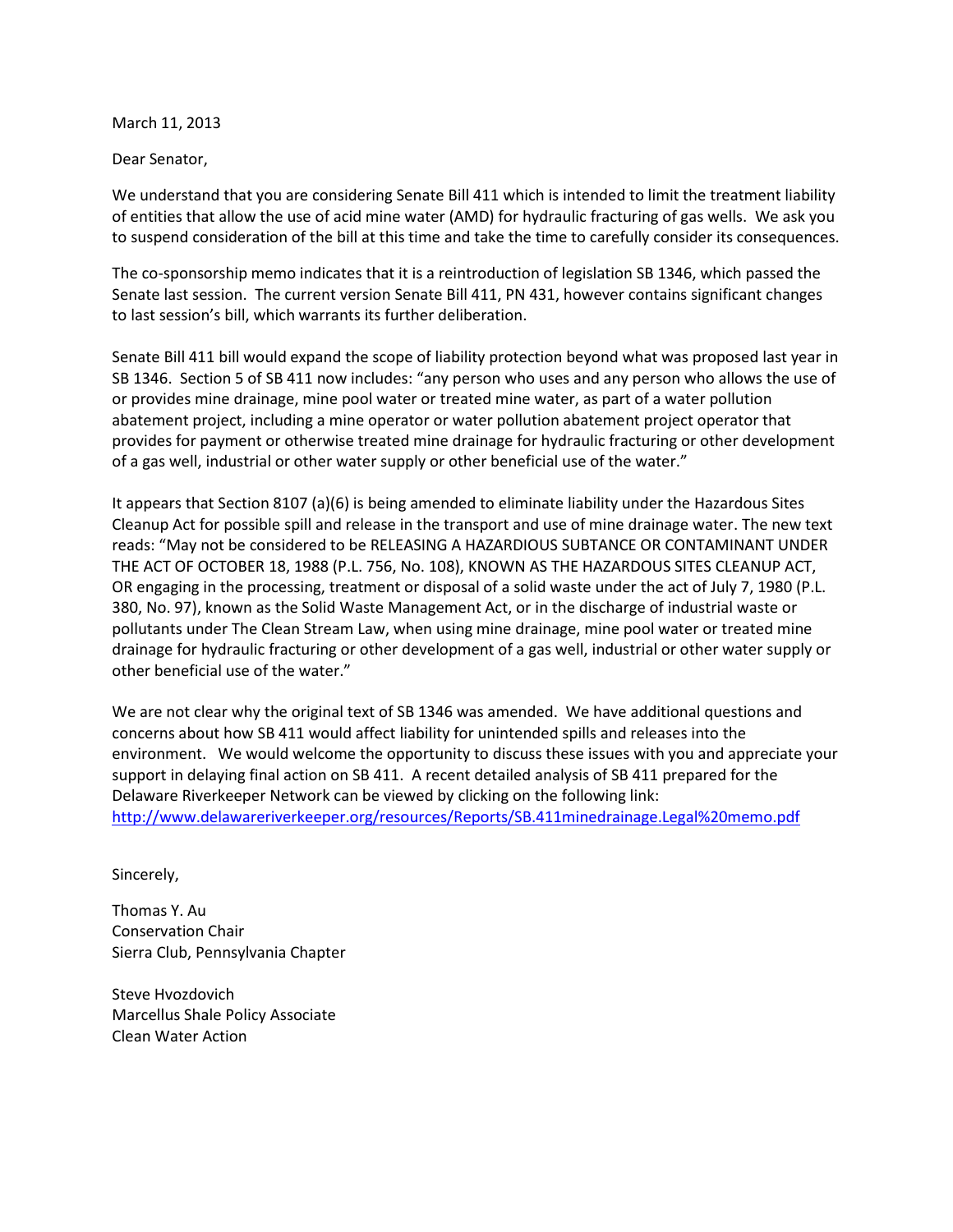March 11, 2013

Dear Senator,

We understand that you are considering Senate Bill 411 which is intended to limit the treatment liability of entities that allow the use of acid mine water (AMD) for hydraulic fracturing of gas wells. We ask you to suspend consideration of the bill at this time and take the time to carefully consider its consequences.

The co-sponsorship memo indicates that it is a reintroduction of legislation SB 1346, which passed the Senate last session. The current version Senate Bill 411, PN 431, however contains significant changes to last session's bill, which warrants its further deliberation.

Senate Bill 411 bill would expand the scope of liability protection beyond what was proposed last year in SB 1346. Section 5 of SB 411 now includes: "any person who uses and any person who allows the use of or provides mine drainage, mine pool water or treated mine water, as part of a water pollution abatement project, including a mine operator or water pollution abatement project operator that provides for payment or otherwise treated mine drainage for hydraulic fracturing or other development of a gas well, industrial or other water supply or other beneficial use of the water."

It appears that Section 8107 (a)(6) is being amended to eliminate liability under the Hazardous Sites Cleanup Act for possible spill and release in the transport and use of mine drainage water. The new text reads: "May not be considered to be RELEASING A HAZARDIOUS SUBTANCE OR CONTAMINANT UNDER THE ACT OF OCTOBER 18, 1988 (P.L. 756, No. 108), KNOWN AS THE HAZARDOUS SITES CLEANUP ACT, OR engaging in the processing, treatment or disposal of a solid waste under the act of July 7, 1980 (P.L. 380, No. 97), known as the Solid Waste Management Act, or in the discharge of industrial waste or pollutants under The Clean Stream Law, when using mine drainage, mine pool water or treated mine drainage for hydraulic fracturing or other development of a gas well, industrial or other water supply or other beneficial use of the water."

We are not clear why the original text of SB 1346 was amended. We have additional questions and concerns about how SB 411 would affect liability for unintended spills and releases into the environment. We would welcome the opportunity to discuss these issues with you and appreciate your support in delaying final action on SB 411. A recent detailed analysis of SB 411 prepared for the Delaware Riverkeeper Network can be viewed by clicking on the following link: http://www.delawareriverkeeper.org/resources/Reports/SB.411minedrainage.Legal%20memo.pdf

Sincerely,

Thomas Y. Au
Conservation Chair
Sierra Club, Pennsylvania Chapter

Steve Hvozdovich
Marcellus Shale Policy Associate
Clean Water Action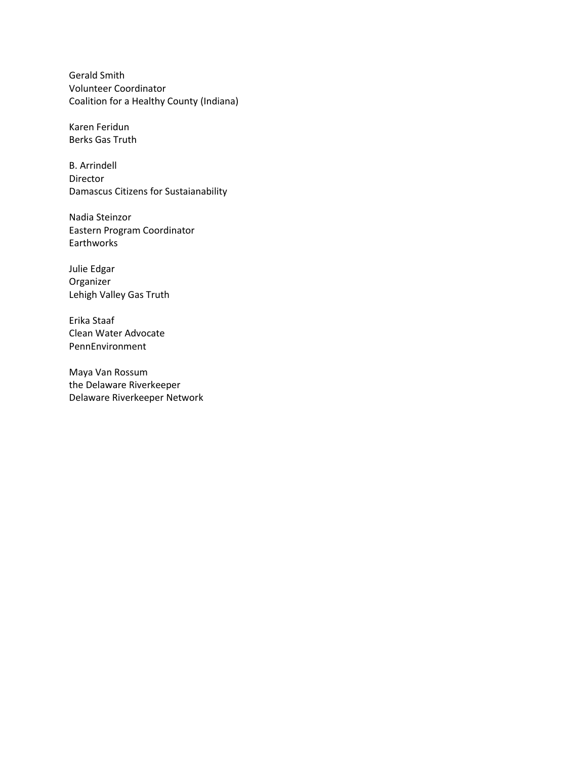Gerald Smith
Volunteer Coordinator
Coalition for a Healthy County (Indiana)

Karen Feridun
Berks Gas Truth

B. Arrindell
Director
Damascus Citizens for Sustaianability

Nadia Steinzor
Eastern Program Coordinator
Earthworks

Julie Edgar
Organizer
Lehigh Valley Gas Truth

Erika Staaf
Clean Water Advocate
PennEnvironment

Maya Van Rossum
the Delaware Riverkeeper
Delaware Riverkeeper Network